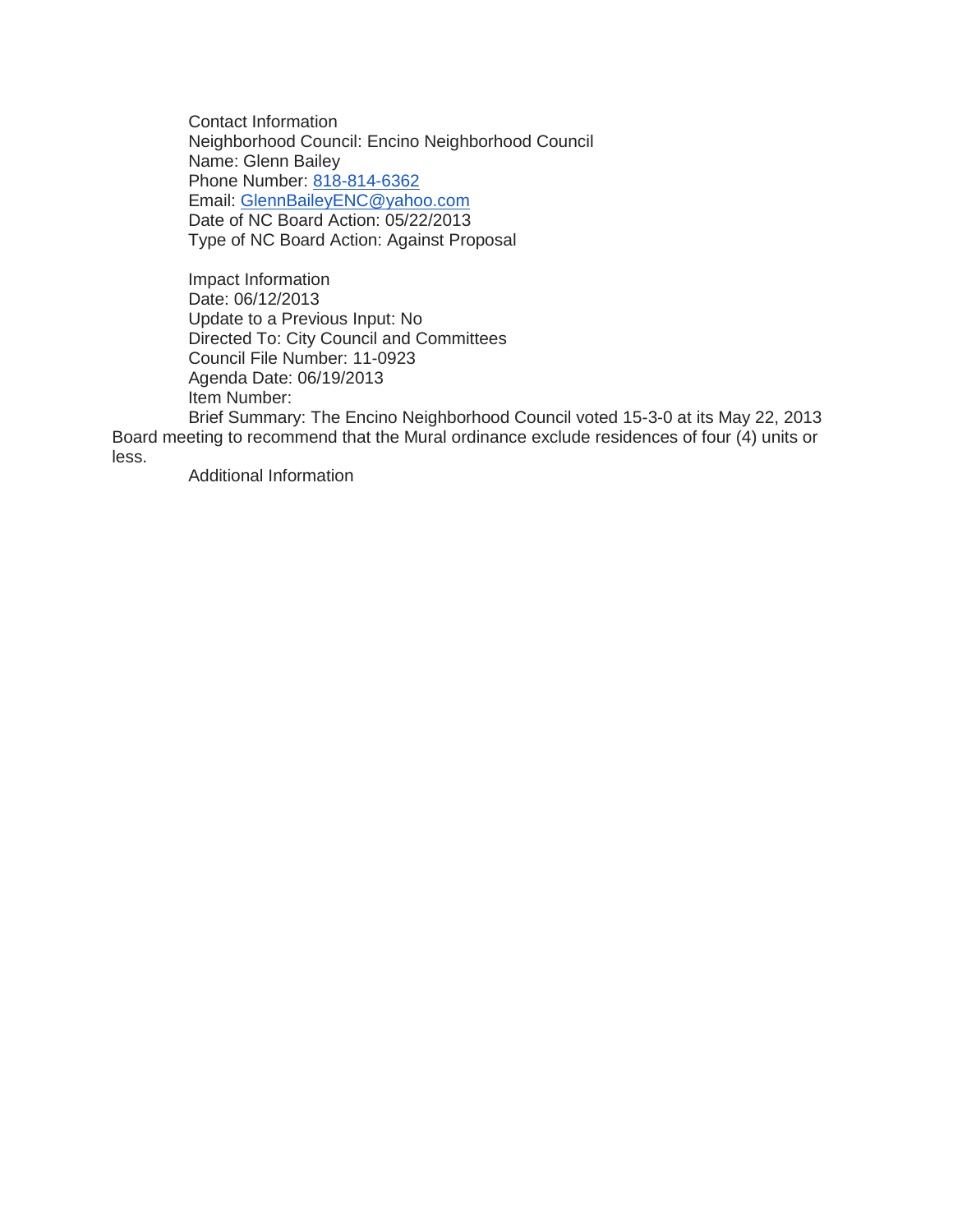Contact Information
Neighborhood Council: Encino Neighborhood Council
Name: Glenn Bailey
Phone Number: 818-814-6362
Email: GlennBaileyENC@yahoo.com
Date of NC Board Action: 05/22/2013
Type of NC Board Action: Against Proposal

Impact Information
Date: 06/12/2013
Update to a Previous Input: No
Directed To: City Council and Committees
Council File Number: 11-0923
Agenda Date: 06/19/2013
Item Number:
Brief Summary: The Encino Neighborhood Council voted 15-3-0 at its May 22, 2013 Board meeting to recommend that the Mural ordinance exclude residences of four (4) units or less.
Additional Information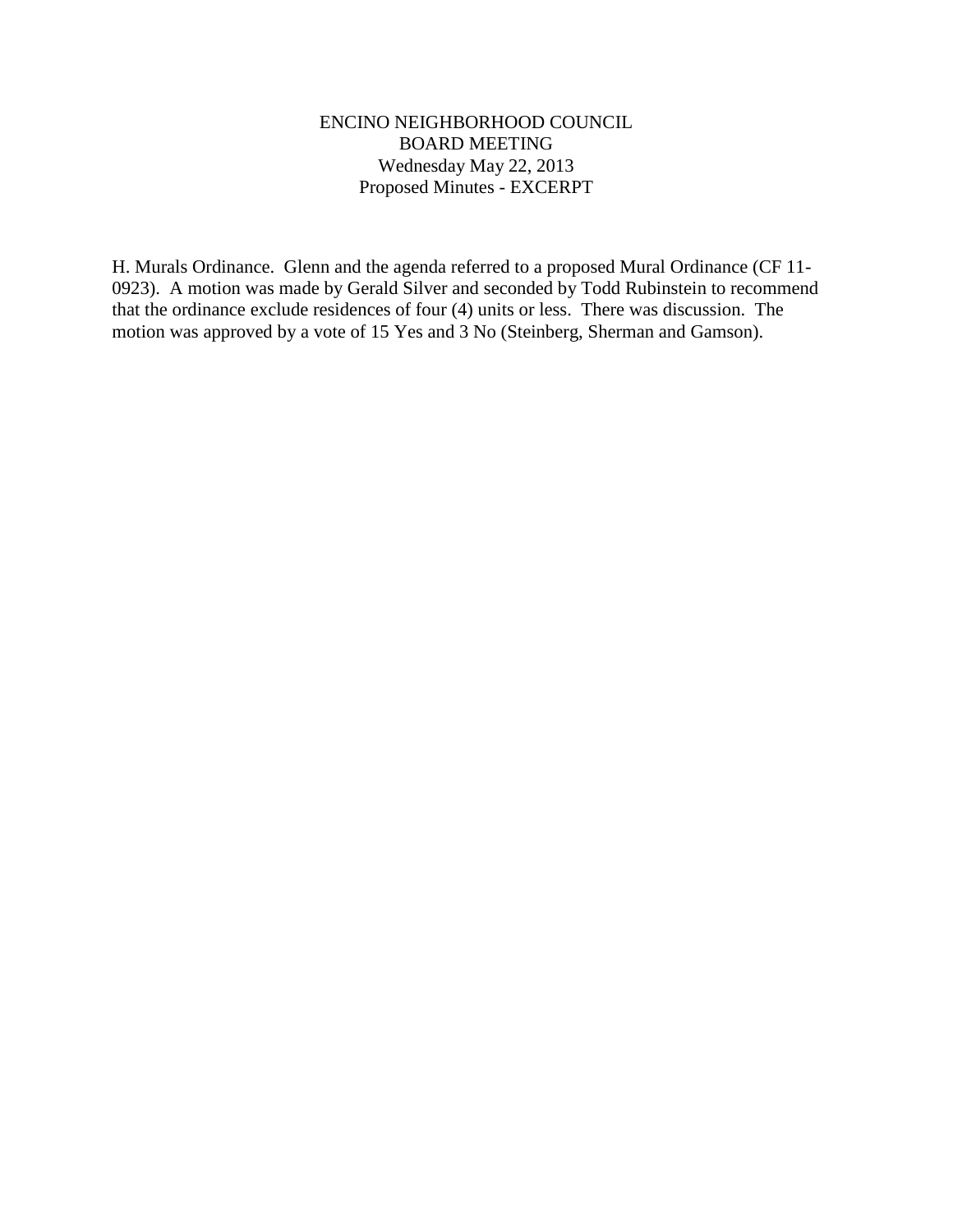ENCINO NEIGHBORHOOD COUNCIL
BOARD MEETING
Wednesday May 22, 2013
Proposed Minutes - EXCERPT

H. Murals Ordinance. Glenn and the agenda referred to a proposed Mural Ordinance (CF 11-0923). A motion was made by Gerald Silver and seconded by Todd Rubinstein to recommend that the ordinance exclude residences of four (4) units or less. There was discussion. The motion was approved by a vote of 15 Yes and 3 No (Steinberg, Sherman and Gamson).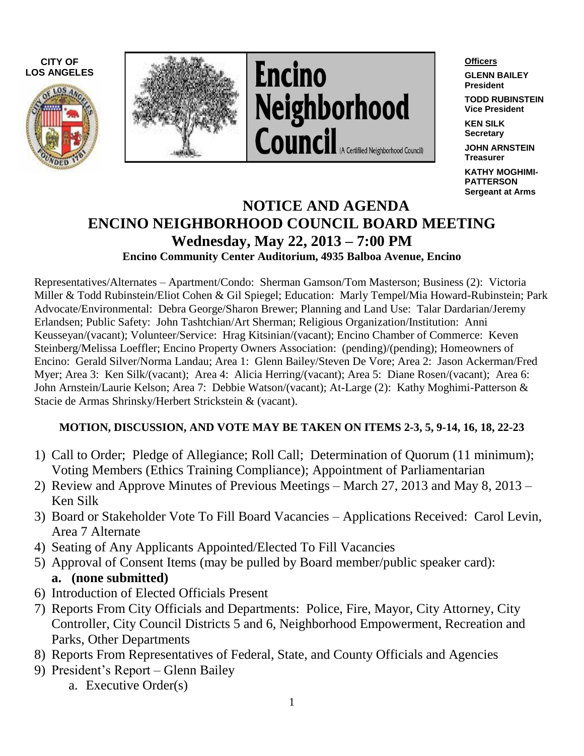**CITY OF LOS ANGELES**

# Encino Neighborhood Council (A Certified Neighborhood Council)

**Officers**

**GLENN BAILEY**
**President**

**TODD RUBINSTEIN**
**Vice President**

**KEN SILK**
**Secretary**

**JOHN ARNSTEIN**
**Treasurer**

**KATHY MOGHIMI-PATTERSON**
**Sergeant at Arms**

# NOTICE AND AGENDA
# ENCINO NEIGHBORHOOD COUNCIL BOARD MEETING
## Wednesday, May 22, 2013 – 7:00 PM
### Encino Community Center Auditorium, 4935 Balboa Avenue, Encino

Representatives/Alternates – Apartment/Condo: Sherman Gamson/Tom Masterson; Business (2): Victoria Miller & Todd Rubinstein/Eliot Cohen & Gil Spiegel; Education: Marly Tempel/Mia Howard-Rubinstein; Park Advocate/Environmental: Debra George/Sharon Brewer; Planning and Land Use: Talar Dardarian/Jeremy Erlandsen; Public Safety: John Tashtchian/Art Sherman; Religious Organization/Institution: Anni Keusseyan/(vacant); Volunteer/Service: Hrag Kitsinian/(vacant); Encino Chamber of Commerce: Keven Steinberg/Melissa Loeffler; Encino Property Owners Association: (pending)/(pending); Homeowners of Encino: Gerald Silver/Norma Landau; Area 1: Glenn Bailey/Steven De Vore; Area 2: Jason Ackerman/Fred Myer; Area 3: Ken Silk/(vacant); Area 4: Alicia Herring/(vacant); Area 5: Diane Rosen/(vacant); Area 6: John Arnstein/Laurie Kelson; Area 7: Debbie Watson/(vacant); At-Large (2): Kathy Moghimi-Patterson & Stacie de Armas Shrinsky/Herbert Strickstein & (vacant).

**MOTION, DISCUSSION, AND VOTE MAY BE TAKEN ON ITEMS 2-3, 5, 9-14, 16, 18, 22-23**

1) Call to Order; Pledge of Allegiance; Roll Call; Determination of Quorum (11 minimum); Voting Members (Ethics Training Compliance); Appointment of Parliamentarian
2) Review and Approve Minutes of Previous Meetings – March 27, 2013 and May 8, 2013 – Ken Silk
3) Board or Stakeholder Vote To Fill Board Vacancies – Applications Received: Carol Levin, Area 7 Alternate
4) Seating of Any Applicants Appointed/Elected To Fill Vacancies
5) Approval of Consent Items (may be pulled by Board member/public speaker card):
   **a. (none submitted)**
6) Introduction of Elected Officials Present
7) Reports From City Officials and Departments: Police, Fire, Mayor, City Attorney, City Controller, City Council Districts 5 and 6, Neighborhood Empowerment, Recreation and Parks, Other Departments
8) Reports From Representatives of Federal, State, and County Officials and Agencies
9) President's Report – Glenn Bailey
   a. Executive Order(s)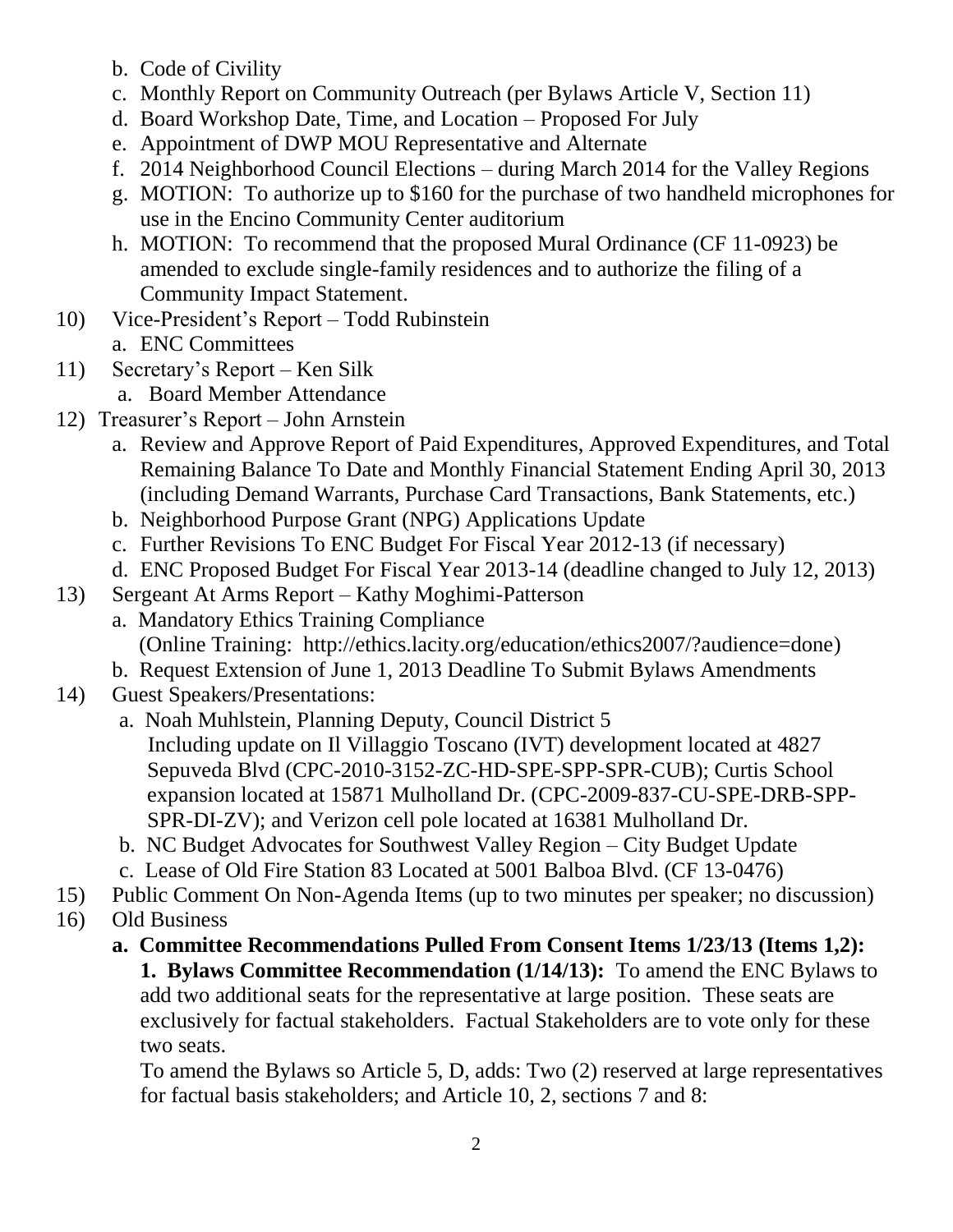b. Code of Civility
   c. Monthly Report on Community Outreach (per Bylaws Article V, Section 11)
   d. Board Workshop Date, Time, and Location – Proposed For July
   e. Appointment of DWP MOU Representative and Alternate
   f. 2014 Neighborhood Council Elections – during March 2014 for the Valley Regions
   g. MOTION: To authorize up to $160 for the purchase of two handheld microphones for use in the Encino Community Center auditorium
   h. MOTION: To recommend that the proposed Mural Ordinance (CF 11-0923) be amended to exclude single-family residences and to authorize the filing of a Community Impact Statement.

10) Vice-President's Report – Todd Rubinstein
   a. ENC Committees

11) Secretary's Report – Ken Silk
   a. Board Member Attendance

12) Treasurer's Report – John Arnstein
   a. Review and Approve Report of Paid Expenditures, Approved Expenditures, and Total Remaining Balance To Date and Monthly Financial Statement Ending April 30, 2013 (including Demand Warrants, Purchase Card Transactions, Bank Statements, etc.)
   b. Neighborhood Purpose Grant (NPG) Applications Update
   c. Further Revisions To ENC Budget For Fiscal Year 2012-13 (if necessary)
   d. ENC Proposed Budget For Fiscal Year 2013-14 (deadline changed to July 12, 2013)

13) Sergeant At Arms Report – Kathy Moghimi-Patterson
   a. Mandatory Ethics Training Compliance
      (Online Training: http://ethics.lacity.org/education/ethics2007/?audience=done)
   b. Request Extension of June 1, 2013 Deadline To Submit Bylaws Amendments

14) Guest Speakers/Presentations:
   a. Noah Muhlstein, Planning Deputy, Council District 5
      Including update on Il Villaggio Toscano (IVT) development located at 4827 Sepuveda Blvd (CPC-2010-3152-ZC-HD-SPE-SPP-SPR-CUB); Curtis School expansion located at 15871 Mulholland Dr. (CPC-2009-837-CU-SPE-DRB-SPP-SPR-DI-ZV); and Verizon cell pole located at 16381 Mulholland Dr.
   b. NC Budget Advocates for Southwest Valley Region – City Budget Update
   c. Lease of Old Fire Station 83 Located at 5001 Balboa Blvd. (CF 13-0476)

15) Public Comment On Non-Agenda Items (up to two minutes per speaker; no discussion)

16) Old Business
   **a. Committee Recommendations Pulled From Consent Items 1/23/13 (Items 1,2):**
   **1. Bylaws Committee Recommendation (1/14/13):** To amend the ENC Bylaws to add two additional seats for the representative at large position. These seats are exclusively for factual stakeholders. Factual Stakeholders are to vote only for these two seats.
   To amend the Bylaws so Article 5, D, adds: Two (2) reserved at large representatives for factual basis stakeholders; and Article 10, 2, sections 7 and 8: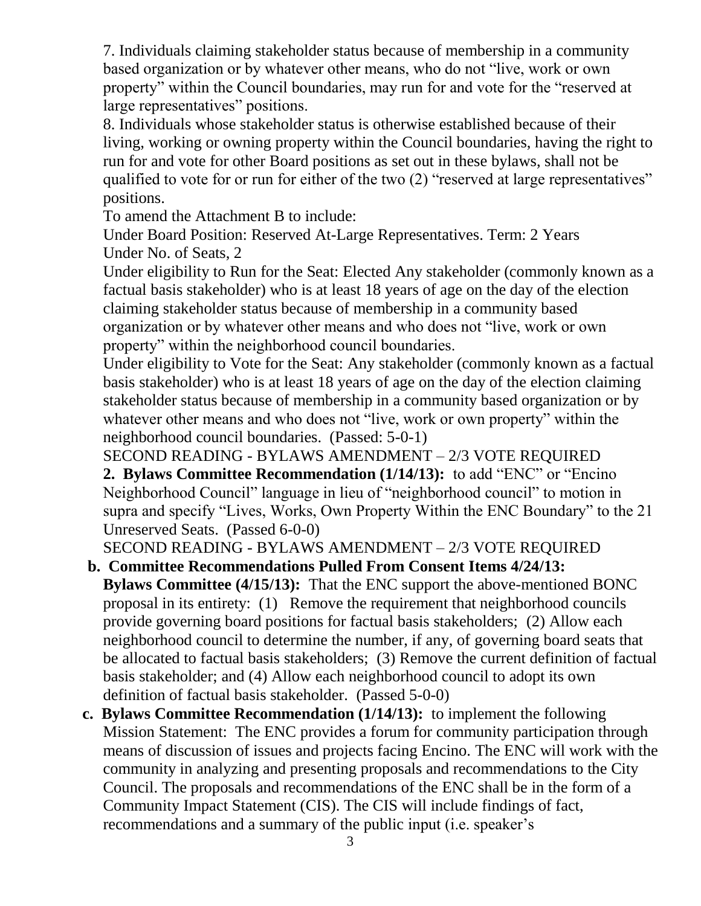7. Individuals claiming stakeholder status because of membership in a community based organization or by whatever other means, who do not "live, work or own property" within the Council boundaries, may run for and vote for the "reserved at large representatives" positions.

8. Individuals whose stakeholder status is otherwise established because of their living, working or owning property within the Council boundaries, having the right to run for and vote for other Board positions as set out in these bylaws, shall not be qualified to vote for or run for either of the two (2) "reserved at large representatives" positions.

To amend the Attachment B to include:

Under Board Position: Reserved At-Large Representatives. Term: 2 Years

Under No. of Seats, 2

Under eligibility to Run for the Seat: Elected Any stakeholder (commonly known as a factual basis stakeholder) who is at least 18 years of age on the day of the election claiming stakeholder status because of membership in a community based organization or by whatever other means and who does not "live, work or own property" within the neighborhood council boundaries.

Under eligibility to Vote for the Seat: Any stakeholder (commonly known as a factual basis stakeholder) who is at least 18 years of age on the day of the election claiming stakeholder status because of membership in a community based organization or by whatever other means and who does not "live, work or own property" within the neighborhood council boundaries. (Passed: 5-0-1)

SECOND READING - BYLAWS AMENDMENT – 2/3 VOTE REQUIRED

**2. Bylaws Committee Recommendation (1/14/13):** to add "ENC" or "Encino Neighborhood Council" language in lieu of "neighborhood council" to motion in supra and specify "Lives, Works, Own Property Within the ENC Boundary" to the 21 Unreserved Seats. (Passed 6-0-0)

SECOND READING - BYLAWS AMENDMENT – 2/3 VOTE REQUIRED

**b. Committee Recommendations Pulled From Consent Items 4/24/13:**

**Bylaws Committee (4/15/13):** That the ENC support the above-mentioned BONC proposal in its entirety: (1) Remove the requirement that neighborhood councils provide governing board positions for factual basis stakeholders; (2) Allow each neighborhood council to determine the number, if any, of governing board seats that be allocated to factual basis stakeholders; (3) Remove the current definition of factual basis stakeholder; and (4) Allow each neighborhood council to adopt its own definition of factual basis stakeholder. (Passed 5-0-0)

**c. Bylaws Committee Recommendation (1/14/13):** to implement the following Mission Statement: The ENC provides a forum for community participation through means of discussion of issues and projects facing Encino. The ENC will work with the community in analyzing and presenting proposals and recommendations to the City Council. The proposals and recommendations of the ENC shall be in the form of a Community Impact Statement (CIS). The CIS will include findings of fact, recommendations and a summary of the public input (i.e. speaker's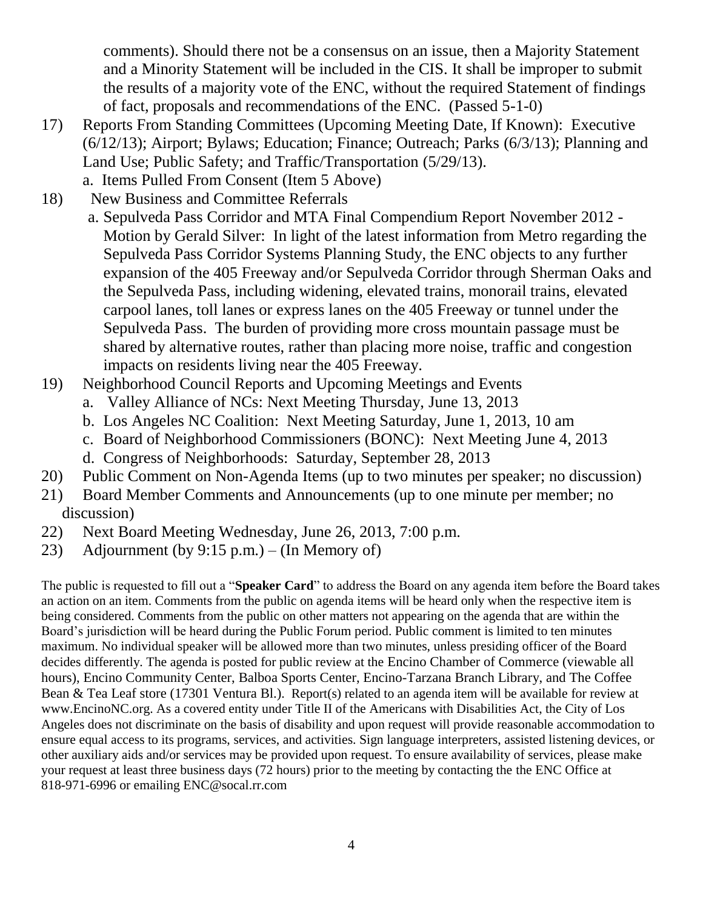comments). Should there not be a consensus on an issue, then a Majority Statement and a Minority Statement will be included in the CIS. It shall be improper to submit the results of a majority vote of the ENC, without the required Statement of findings of fact, proposals and recommendations of the ENC. (Passed 5-1-0)

17) Reports From Standing Committees (Upcoming Meeting Date, If Known): Executive (6/12/13); Airport; Bylaws; Education; Finance; Outreach; Parks (6/3/13); Planning and Land Use; Public Safety; and Traffic/Transportation (5/29/13).
    a. Items Pulled From Consent (Item 5 Above)
18) New Business and Committee Referrals
    a. Sepulveda Pass Corridor and MTA Final Compendium Report November 2012 - Motion by Gerald Silver: In light of the latest information from Metro regarding the Sepulveda Pass Corridor Systems Planning Study, the ENC objects to any further expansion of the 405 Freeway and/or Sepulveda Corridor through Sherman Oaks and the Sepulveda Pass, including widening, elevated trains, monorail trains, elevated carpool lanes, toll lanes or express lanes on the 405 Freeway or tunnel under the Sepulveda Pass. The burden of providing more cross mountain passage must be shared by alternative routes, rather than placing more noise, traffic and congestion impacts on residents living near the 405 Freeway.
19) Neighborhood Council Reports and Upcoming Meetings and Events
    a. Valley Alliance of NCs: Next Meeting Thursday, June 13, 2013
    b. Los Angeles NC Coalition: Next Meeting Saturday, June 1, 2013, 10 am
    c. Board of Neighborhood Commissioners (BONC): Next Meeting June 4, 2013
    d. Congress of Neighborhoods: Saturday, September 28, 2013
20) Public Comment on Non-Agenda Items (up to two minutes per speaker; no discussion)
21) Board Member Comments and Announcements (up to one minute per member; no discussion)
22) Next Board Meeting Wednesday, June 26, 2013, 7:00 p.m.
23) Adjournment (by 9:15 p.m.) – (In Memory of)

The public is requested to fill out a "**Speaker Card**" to address the Board on any agenda item before the Board takes an action on an item. Comments from the public on agenda items will be heard only when the respective item is being considered. Comments from the public on other matters not appearing on the agenda that are within the Board's jurisdiction will be heard during the Public Forum period. Public comment is limited to ten minutes maximum. No individual speaker will be allowed more than two minutes, unless presiding officer of the Board decides differently. The agenda is posted for public review at the Encino Chamber of Commerce (viewable all hours), Encino Community Center, Balboa Sports Center, Encino-Tarzana Branch Library, and The Coffee Bean & Tea Leaf store (17301 Ventura Bl.). Report(s) related to an agenda item will be available for review at www.EncinoNC.org. As a covered entity under Title II of the Americans with Disabilities Act, the City of Los Angeles does not discriminate on the basis of disability and upon request will provide reasonable accommodation to ensure equal access to its programs, services, and activities. Sign language interpreters, assisted listening devices, or other auxiliary aids and/or services may be provided upon request. To ensure availability of services, please make your request at least three business days (72 hours) prior to the meeting by contacting the the ENC Office at 818-971-6996 or emailing ENC@socal.rr.com